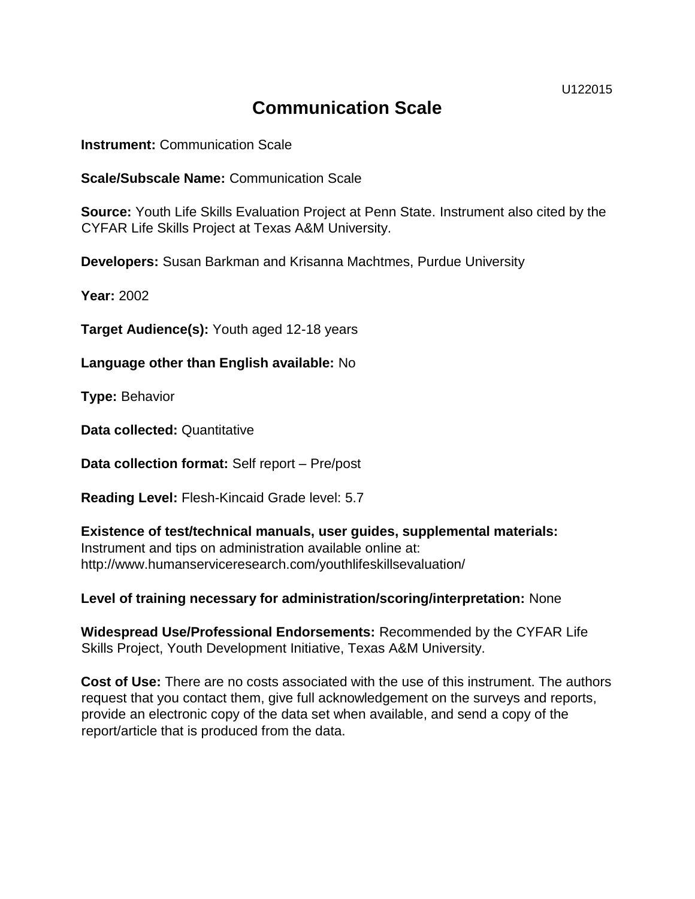U122015

# Communication Scale

**Instrument:** Communication Scale

**Scale/Subscale Name:** Communication Scale

**Source:** Youth Life Skills Evaluation Project at Penn State. Instrument also cited by the CYFAR Life Skills Project at Texas A&M University.

**Developers:** Susan Barkman and Krisanna Machtmes, Purdue University

**Year:** 2002

**Target Audience(s):** Youth aged 12-18 years

**Language other than English available:** No

**Type:** Behavior

**Data collected:** Quantitative

**Data collection format:** Self report – Pre/post

**Reading Level:** Flesh-Kincaid Grade level: 5.7

**Existence of test/technical manuals, user guides, supplemental materials:** Instrument and tips on administration available online at: http://www.humanserviceresearch.com/youthlifeskillsevaluation/

**Level of training necessary for administration/scoring/interpretation:** None

**Widespread Use/Professional Endorsements:** Recommended by the CYFAR Life Skills Project, Youth Development Initiative, Texas A&M University.

**Cost of Use:** There are no costs associated with the use of this instrument. The authors request that you contact them, give full acknowledgement on the surveys and reports, provide an electronic copy of the data set when available, and send a copy of the report/article that is produced from the data.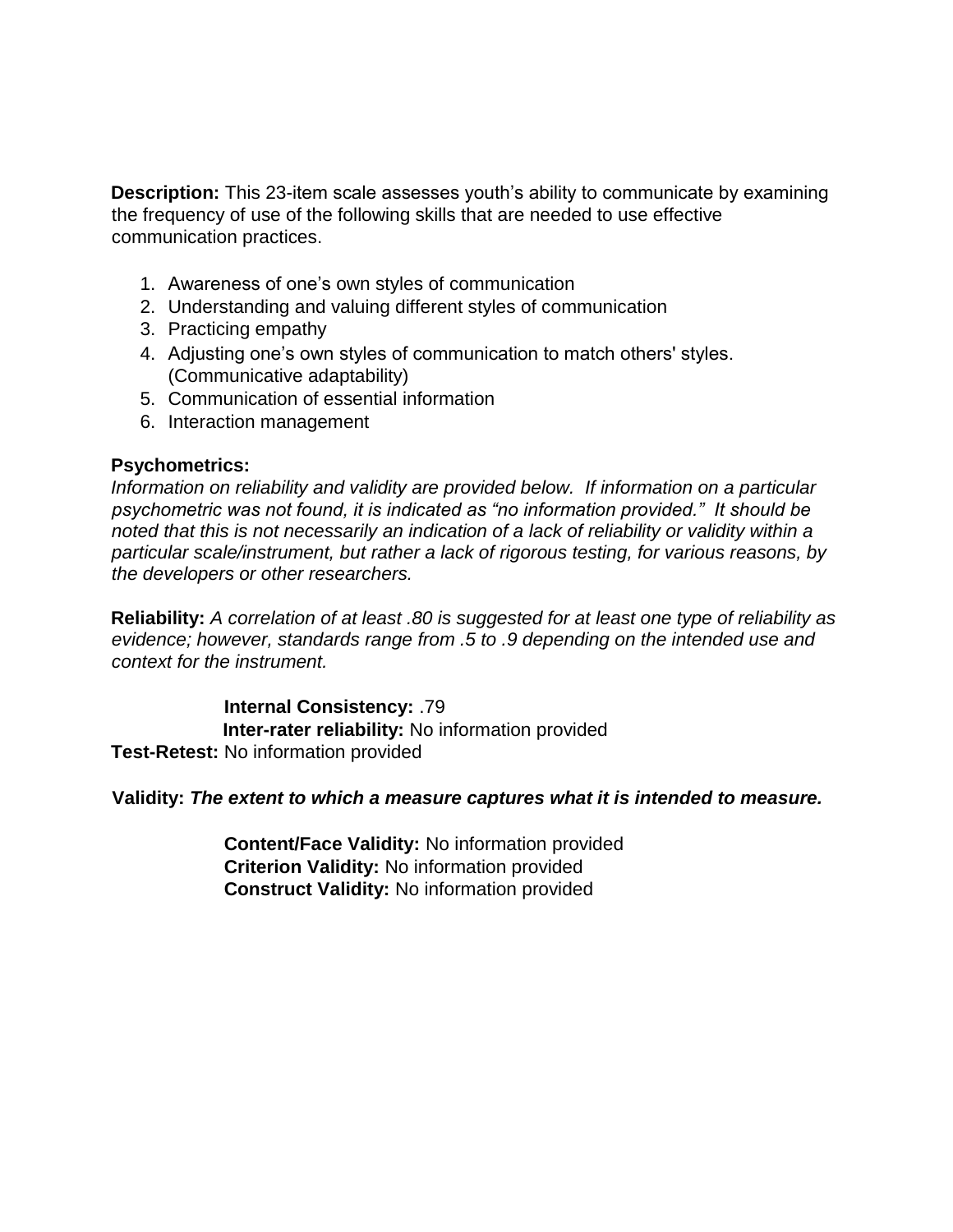**Description:** This 23-item scale assesses youth's ability to communicate by examining the frequency of use of the following skills that are needed to use effective communication practices.

1. Awareness of one's own styles of communication
2. Understanding and valuing different styles of communication
3. Practicing empathy
4. Adjusting one's own styles of communication to match others' styles. (Communicative adaptability)
5. Communication of essential information
6. Interaction management

**Psychometrics:**

*Information on reliability and validity are provided below. If information on a particular psychometric was not found, it is indicated as "no information provided." It should be noted that this is not necessarily an indication of a lack of reliability or validity within a particular scale/instrument, but rather a lack of rigorous testing, for various reasons, by the developers or other researchers.*

**Reliability:** *A correlation of at least .80 is suggested for at least one type of reliability as evidence; however, standards range from .5 to .9 depending on the intended use and context for the instrument.*

**Internal Consistency:** .79
**Inter-rater reliability:** No information provided
**Test-Retest:** No information provided

**Validity:** ***The extent to which a measure captures what it is intended to measure.***

**Content/Face Validity:** No information provided
**Criterion Validity:** No information provided
**Construct Validity:** No information provided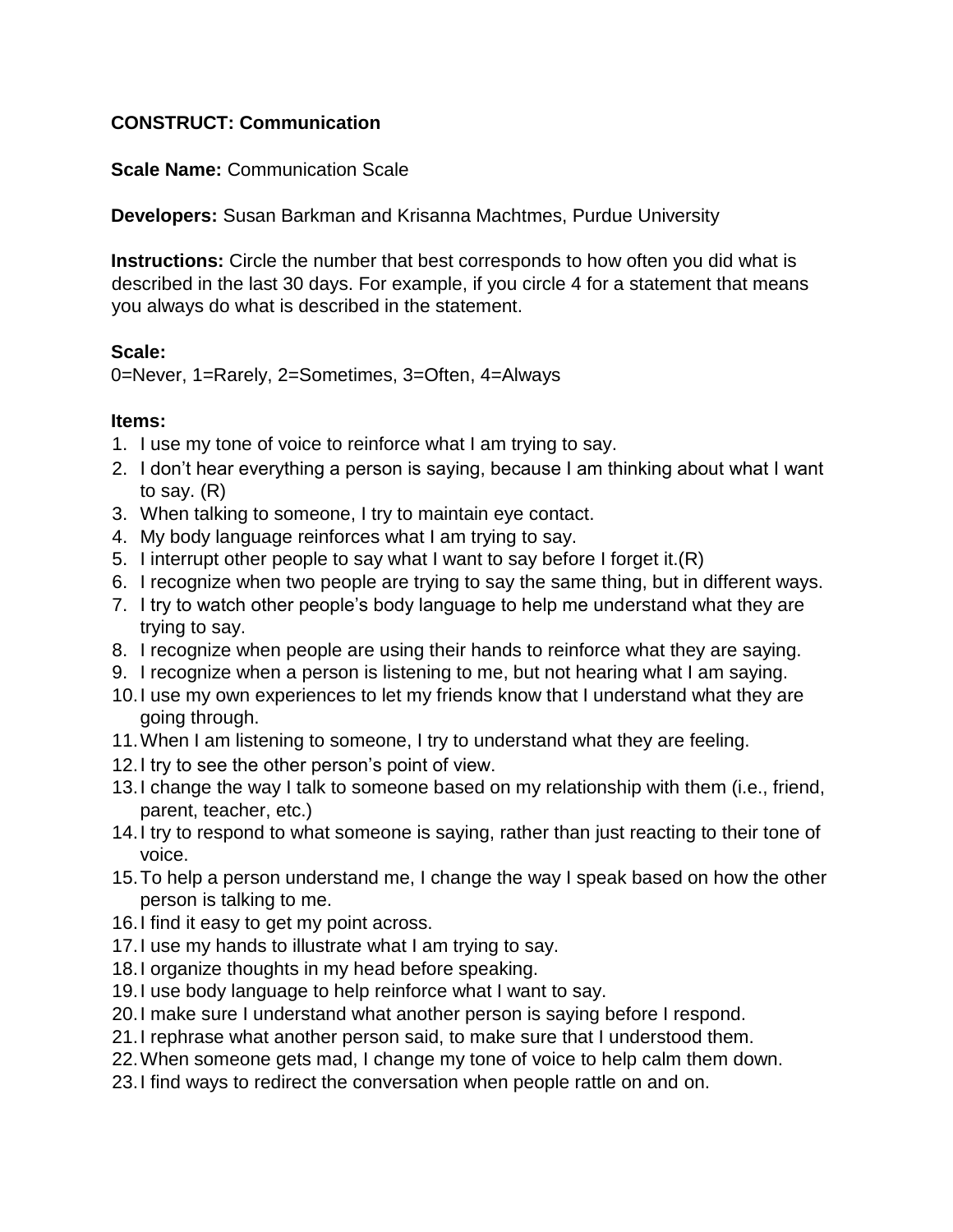**CONSTRUCT: Communication**

**Scale Name:** Communication Scale

**Developers:** Susan Barkman and Krisanna Machtmes, Purdue University

**Instructions:** Circle the number that best corresponds to how often you did what is described in the last 30 days. For example, if you circle 4 for a statement that means you always do what is described in the statement.

**Scale:**
0=Never, 1=Rarely, 2=Sometimes, 3=Often, 4=Always

**Items:**

1. I use my tone of voice to reinforce what I am trying to say.
2. I don't hear everything a person is saying, because I am thinking about what I want to say. (R)
3. When talking to someone, I try to maintain eye contact.
4. My body language reinforces what I am trying to say.
5. I interrupt other people to say what I want to say before I forget it.(R)
6. I recognize when two people are trying to say the same thing, but in different ways.
7. I try to watch other people's body language to help me understand what they are trying to say.
8. I recognize when people are using their hands to reinforce what they are saying.
9. I recognize when a person is listening to me, but not hearing what I am saying.
10. I use my own experiences to let my friends know that I understand what they are going through.
11. When I am listening to someone, I try to understand what they are feeling.
12. I try to see the other person's point of view.
13. I change the way I talk to someone based on my relationship with them (i.e., friend, parent, teacher, etc.)
14. I try to respond to what someone is saying, rather than just reacting to their tone of voice.
15. To help a person understand me, I change the way I speak based on how the other person is talking to me.
16. I find it easy to get my point across.
17. I use my hands to illustrate what I am trying to say.
18. I organize thoughts in my head before speaking.
19. I use body language to help reinforce what I want to say.
20. I make sure I understand what another person is saying before I respond.
21. I rephrase what another person said, to make sure that I understood them.
22. When someone gets mad, I change my tone of voice to help calm them down.
23. I find ways to redirect the conversation when people rattle on and on.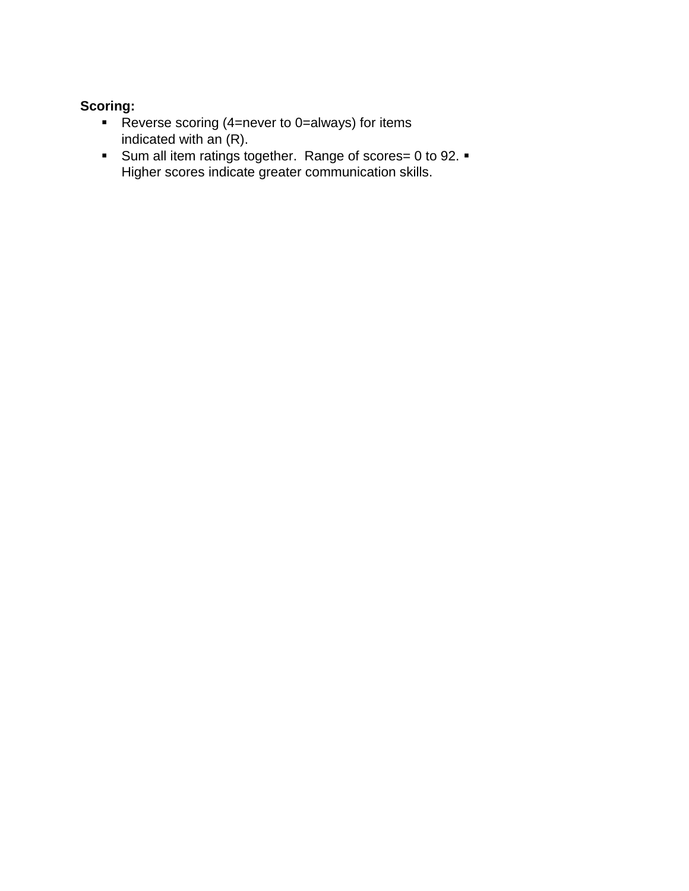**Scoring:**

- Reverse scoring (4=never to 0=always) for items indicated with an (R).
- Sum all item ratings together. Range of scores= 0 to 92.
- Higher scores indicate greater communication skills.